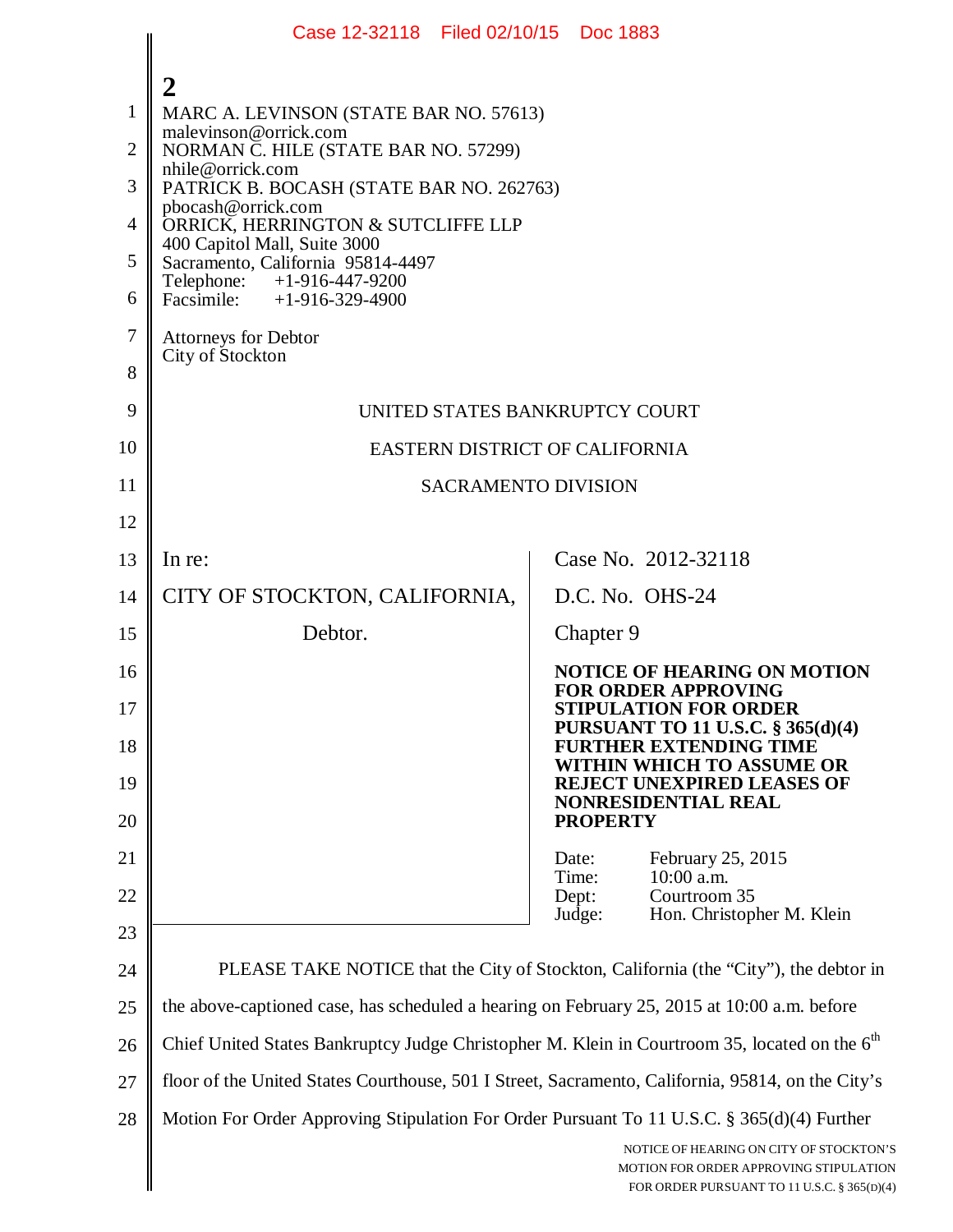**2**

MARC A. LEVINSON (STATE BAR NO. 57613)
malevinson@orrick.com
NORMAN C. HILE (STATE BAR NO. 57299)
nhile@orrick.com
PATRICK B. BOCASH (STATE BAR NO. 262763)
pbocash@orrick.com
ORRICK, HERRINGTON & SUTCLIFFE LLP
400 Capitol Mall, Suite 3000
Sacramento, California 95814-4497
Telephone: +1-916-447-9200
Facsimile: +1-916-329-4900

Attorneys for Debtor
City of Stockton

UNITED STATES BANKRUPTCY COURT

EASTERN DISTRICT OF CALIFORNIA

SACRAMENTO DIVISION

In re:

CITY OF STOCKTON, CALIFORNIA,

Debtor.

Case No. 2012-32118

D.C. No. OHS-24

Chapter 9

**NOTICE OF HEARING ON MOTION FOR ORDER APPROVING STIPULATION FOR ORDER PURSUANT TO 11 U.S.C. § 365(d)(4) FURTHER EXTENDING TIME WITHIN WHICH TO ASSUME OR REJECT UNEXPIRED LEASES OF NONRESIDENTIAL REAL PROPERTY**

Date: February 25, 2015
Time: 10:00 a.m.
Dept: Courtroom 35
Judge: Hon. Christopher M. Klein

PLEASE TAKE NOTICE that the City of Stockton, California (the "City"), the debtor in the above-captioned case, has scheduled a hearing on February 25, 2015 at 10:00 a.m. before Chief United States Bankruptcy Judge Christopher M. Klein in Courtroom 35, located on the 6th floor of the United States Courthouse, 501 I Street, Sacramento, California, 95814, on the City's Motion For Order Approving Stipulation For Order Pursuant To 11 U.S.C. § 365(d)(4) Further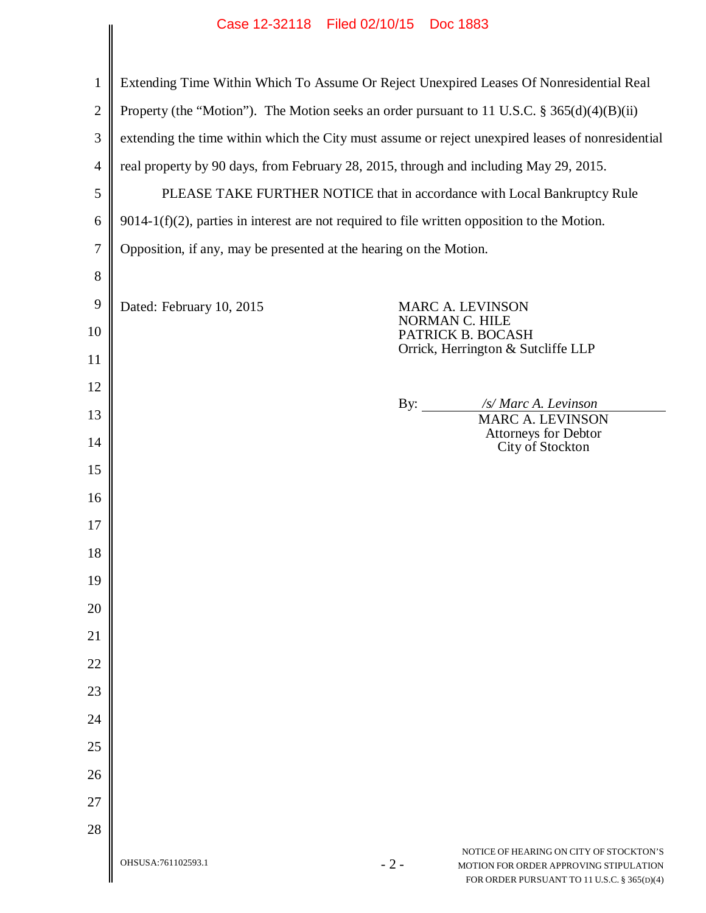Extending Time Within Which To Assume Or Reject Unexpired Leases Of Nonresidential Real Property (the "Motion"). The Motion seeks an order pursuant to 11 U.S.C. § 365(d)(4)(B)(ii) extending the time within which the City must assume or reject unexpired leases of nonresidential real property by 90 days, from February 28, 2015, through and including May 29, 2015.

PLEASE TAKE FURTHER NOTICE that in accordance with Local Bankruptcy Rule 9014-1(f)(2), parties in interest are not required to file written opposition to the Motion. Opposition, if any, may be presented at the hearing on the Motion.

Dated: February 10, 2015

MARC A. LEVINSON
NORMAN C. HILE
PATRICK B. BOCASH
Orrick, Herrington & Sutcliffe LLP

By: */s/ Marc A. Levinson*
MARC A. LEVINSON
Attorneys for Debtor
City of Stockton